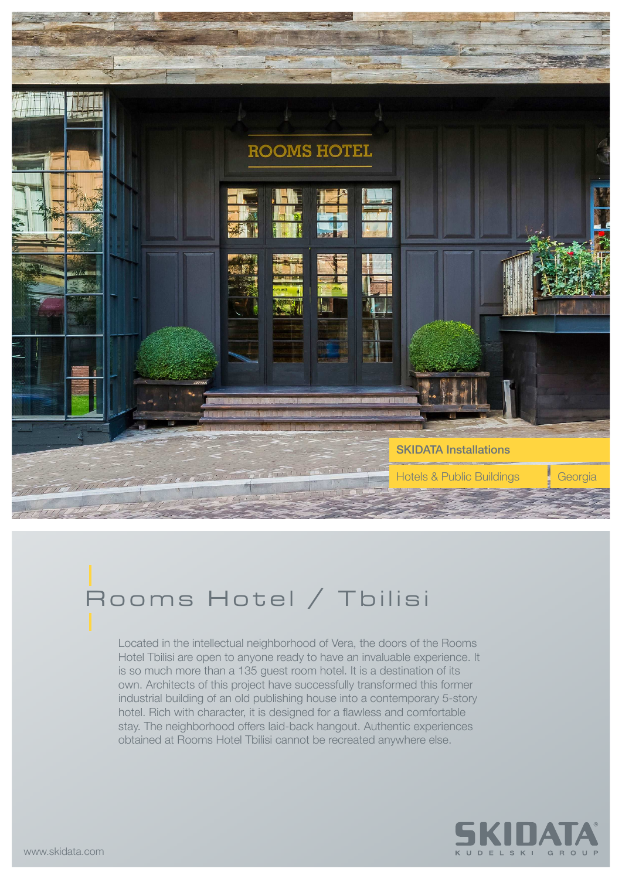SKIDATA Installations

Hotels & Public Buildings | Georgia

# Rooms Hotel / Tbilisi

Located in the intellectual neighborhood of Vera, the doors of the Rooms Hotel Tbilisi are open to anyone ready to have an invaluable experience. It is so much more than a 135 guest room hotel. It is a destination of its own. Architects of this project have successfully transformed this former industrial building of an old publishing house into a contemporary 5-story hotel. Rich with character, it is designed for a flawless and comfortable stay. The neighborhood offers laid-back hangout. Authentic experiences obtained at Rooms Hotel Tbilisi cannot be recreated anywhere else.

www.skidata.com

SKIDATA
KUDELSKI GROUP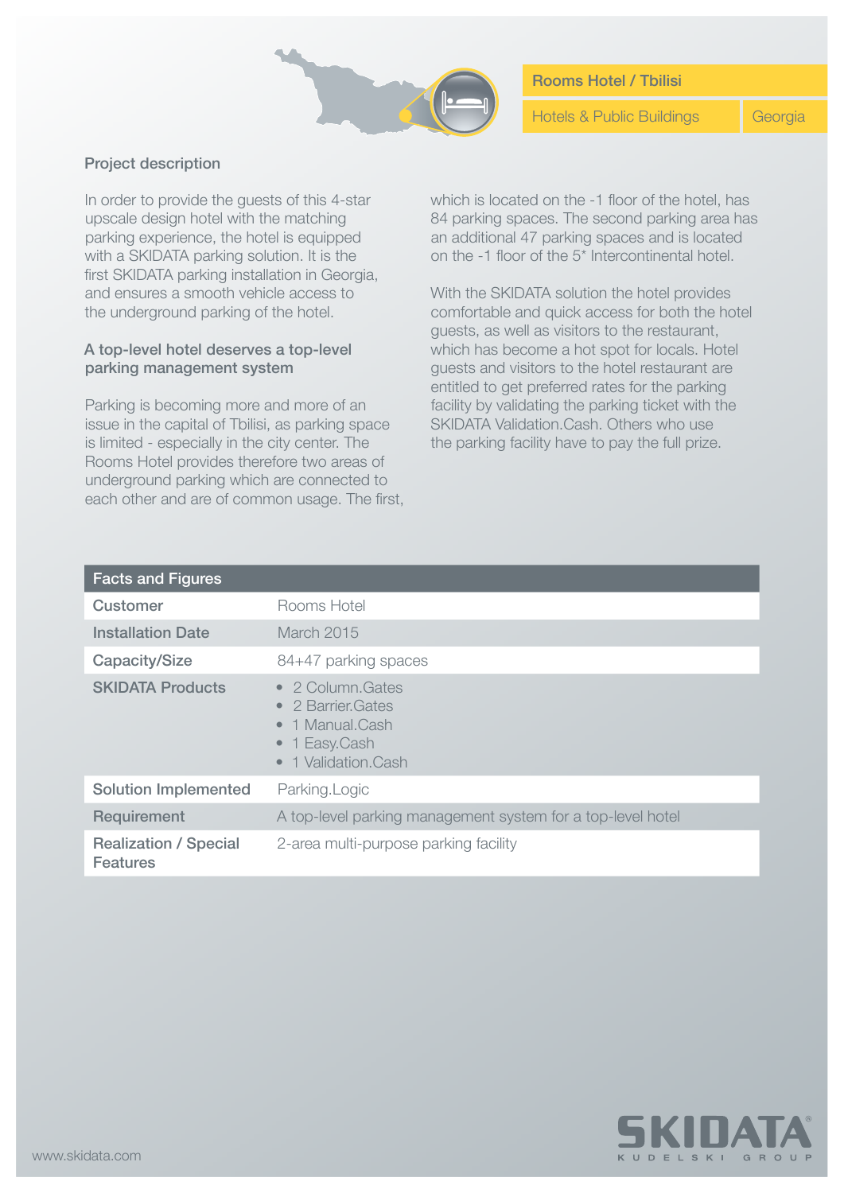**Rooms Hotel / Tbilisi**

Hotels & Public Buildings | Georgia

## Project description

In order to provide the guests of this 4-star upscale design hotel with the matching parking experience, the hotel is equipped with a SKIDATA parking solution. It is the first SKIDATA parking installation in Georgia, and ensures a smooth vehicle access to the underground parking of the hotel.

### A top-level hotel deserves a top-level parking management system

Parking is becoming more and more of an issue in the capital of Tbilisi, as parking space is limited - especially in the city center. The Rooms Hotel provides therefore two areas of underground parking which are connected to each other and are of common usage. The first, which is located on the -1 floor of the hotel, has 84 parking spaces. The second parking area has an additional 47 parking spaces and is located on the -1 floor of the 5* Intercontinental hotel.

With the SKIDATA solution the hotel provides comfortable and quick access for both the hotel guests, as well as visitors to the restaurant, which has become a hot spot for locals. Hotel guests and visitors to the hotel restaurant are entitled to get preferred rates for the parking facility by validating the parking ticket with the SKIDATA Validation.Cash. Others who use the parking facility have to pay the full prize.

| Facts and Figures | |
|---|---|
| **Customer** | Rooms Hotel |
| **Installation Date** | March 2015 |
| **Capacity/Size** | 84+47 parking spaces |
| **SKIDATA Products** | • 2 Column.Gates<br>• 2 Barrier.Gates<br>• 1 Manual.Cash<br>• 1 Easy.Cash<br>• 1 Validation.Cash |
| **Solution Implemented** | Parking.Logic |
| **Requirement** | A top-level parking management system for a top-level hotel |
| **Realization / Special Features** | 2-area multi-purpose parking facility |

www.skidata.com

SKIDATA KUDELSKI GROUP